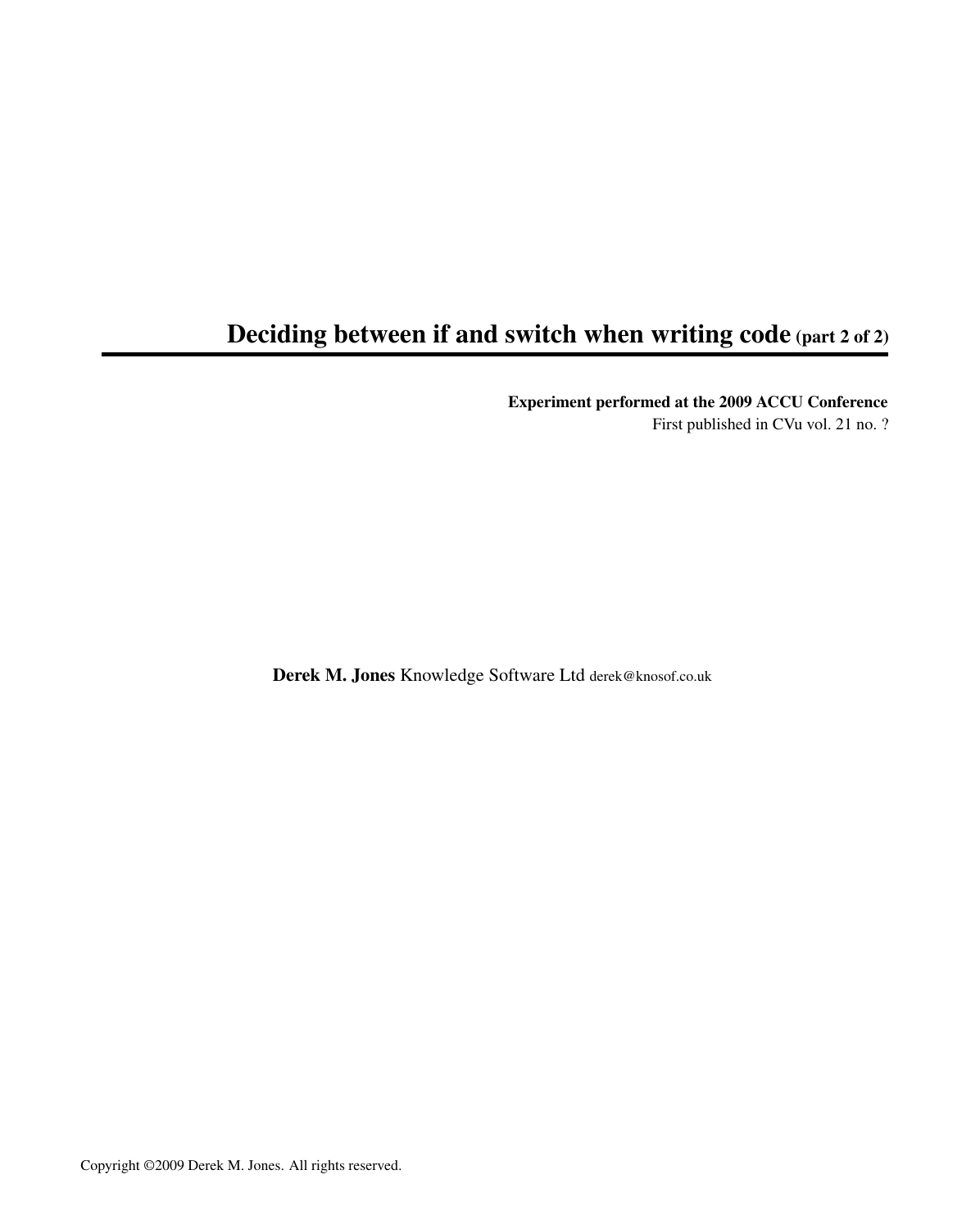# Deciding between if and switch when writing code (part 2 of 2)

**Experiment performed at the 2009 ACCU Conference**
First published in CVu vol. 21 no. ?

**Derek M. Jones** Knowledge Software Ltd derek@knosof.co.uk

Copyright ©2009 Derek M. Jones. All rights reserved.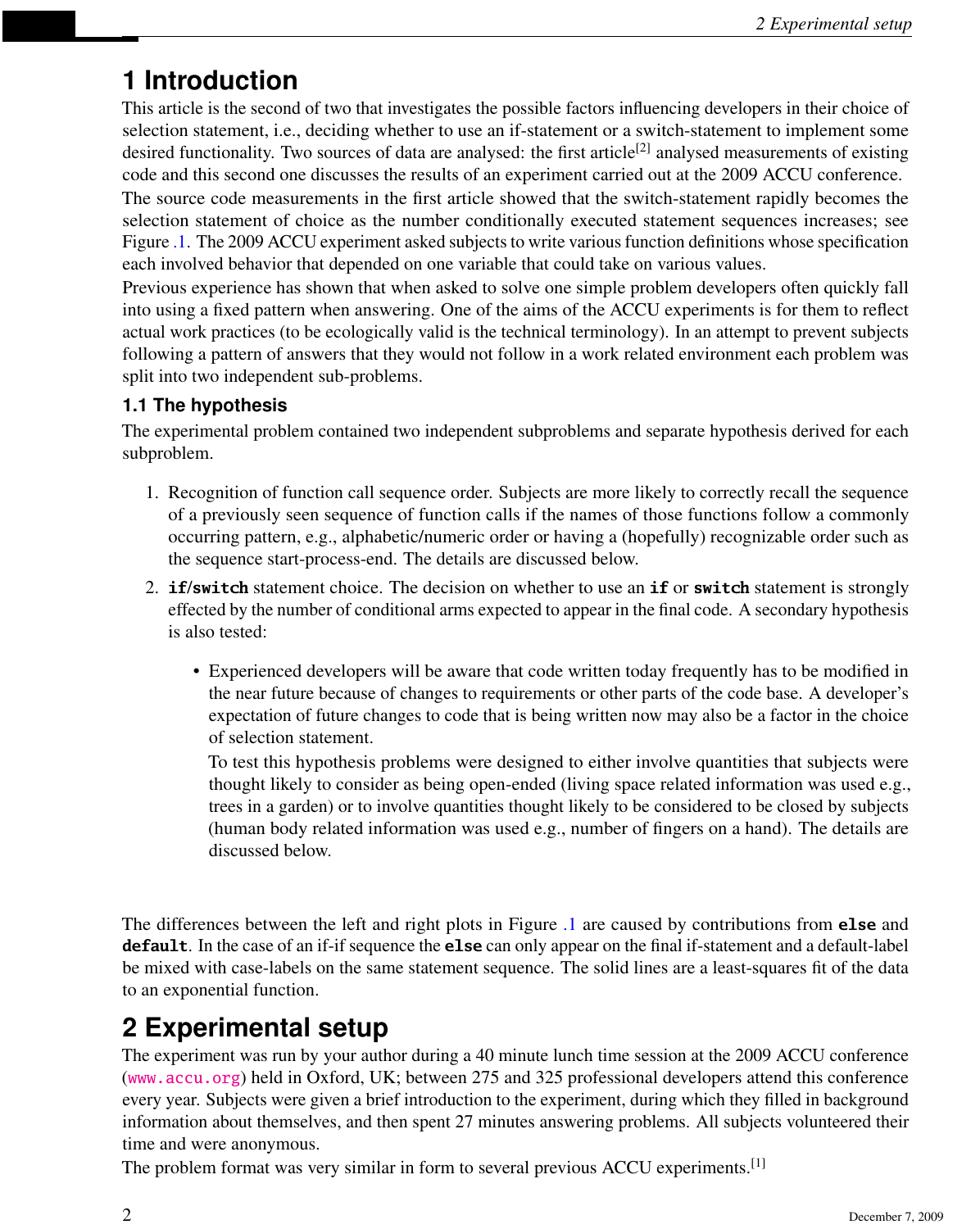# 1 Introduction

This article is the second of two that investigates the possible factors influencing developers in their choice of selection statement, i.e., deciding whether to use an if-statement or a switch-statement to implement some desired functionality. Two sources of data are analysed: the first article[2] analysed measurements of existing code and this second one discusses the results of an experiment carried out at the 2009 ACCU conference.

The source code measurements in the first article showed that the switch-statement rapidly becomes the selection statement of choice as the number conditionally executed statement sequences increases; see Figure .1. The 2009 ACCU experiment asked subjects to write various function definitions whose specification each involved behavior that depended on one variable that could take on various values.

Previous experience has shown that when asked to solve one simple problem developers often quickly fall into using a fixed pattern when answering. One of the aims of the ACCU experiments is for them to reflect actual work practices (to be ecologically valid is the technical terminology). In an attempt to prevent subjects following a pattern of answers that they would not follow in a work related environment each problem was split into two independent sub-problems.

## 1.1 The hypothesis

The experimental problem contained two independent subproblems and separate hypothesis derived for each subproblem.

1. Recognition of function call sequence order. Subjects are more likely to correctly recall the sequence of a previously seen sequence of function calls if the names of those functions follow a commonly occurring pattern, e.g., alphabetic/numeric order or having a (hopefully) recognizable order such as the sequence start-process-end. The details are discussed below.
2. **if**/**switch** statement choice. The decision on whether to use an **if** or **switch** statement is strongly effected by the number of conditional arms expected to appear in the final code. A secondary hypothesis is also tested:

   - Experienced developers will be aware that code written today frequently has to be modified in the near future because of changes to requirements or other parts of the code base. A developer's expectation of future changes to code that is being written now may also be a factor in the choice of selection statement.

     To test this hypothesis problems were designed to either involve quantities that subjects were thought likely to consider as being open-ended (living space related information was used e.g., trees in a garden) or to involve quantities thought likely to be considered to be closed by subjects (human body related information was used e.g., number of fingers on a hand). The details are discussed below.

The differences between the left and right plots in Figure .1 are caused by contributions from **else** and **default**. In the case of an if-if sequence the **else** can only appear on the final if-statement and a default-label be mixed with case-labels on the same statement sequence. The solid lines are a least-squares fit of the data to an exponential function.

# 2 Experimental setup

The experiment was run by your author during a 40 minute lunch time session at the 2009 ACCU conference (www.accu.org) held in Oxford, UK; between 275 and 325 professional developers attend this conference every year. Subjects were given a brief introduction to the experiment, during which they filled in background information about themselves, and then spent 27 minutes answering problems. All subjects volunteered their time and were anonymous.

The problem format was very similar in form to several previous ACCU experiments.[1]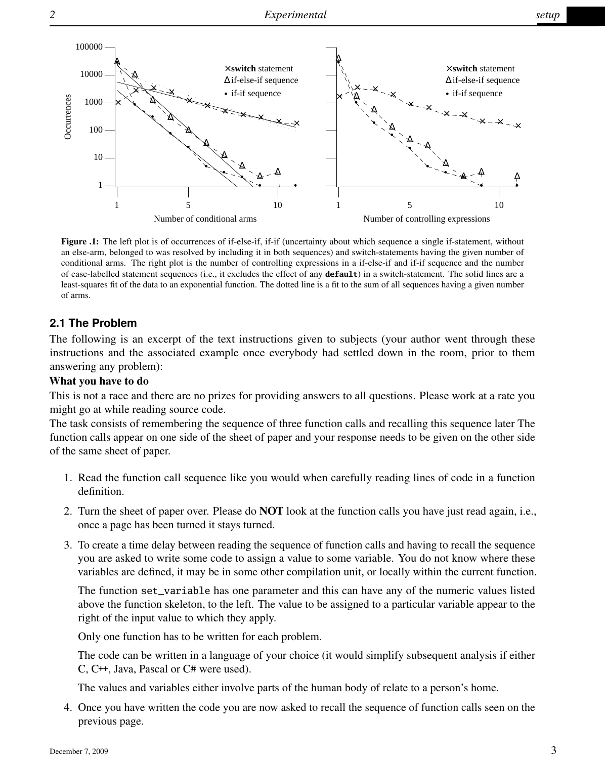**Figure .1:** The left plot is of occurrences of if-else-if, if-if (uncertainty about which sequence a single if-statement, without an else-arm, belonged to was resolved by including it in both sequences) and switch-statements having the given number of conditional arms. The right plot is the number of controlling expressions in a if-else-if and if-if sequence and the number of case-labelled statement sequences (i.e., it excludes the effect of any **`default`**) in a switch-statement. The solid lines are a least-squares fit of the data to an exponential function. The dotted line is a fit to the sum of all sequences having a given number of arms.

## 2.1 The Problem

The following is an excerpt of the text instructions given to subjects (your author went through these instructions and the associated example once everybody had settled down in the room, prior to them answering any problem):

**What you have to do**

This is not a race and there are no prizes for providing answers to all questions. Please work at a rate you might go at while reading source code.

The task consists of remembering the sequence of three function calls and recalling this sequence later The function calls appear on one side of the sheet of paper and your response needs to be given on the other side of the same sheet of paper.

1. Read the function call sequence like you would when carefully reading lines of code in a function definition.
2. Turn the sheet of paper over. Please do **NOT** look at the function calls you have just read again, i.e., once a page has been turned it stays turned.
3. To create a time delay between reading the sequence of function calls and having to recall the sequence you are asked to write some code to assign a value to some variable. You do not know where these variables are defined, it may be in some other compilation unit, or locally within the current function.

   The function `set_variable` has one parameter and this can have any of the numeric values listed above the function skeleton, to the left. The value to be assigned to a particular variable appear to the right of the input value to which they apply.

   Only one function has to be written for each problem.

   The code can be written in a language of your choice (it would simplify subsequent analysis if either C, C++, Java, Pascal or C# were used).

   The values and variables either involve parts of the human body of relate to a person's home.
4. Once you have written the code you are now asked to recall the sequence of function calls seen on the previous page.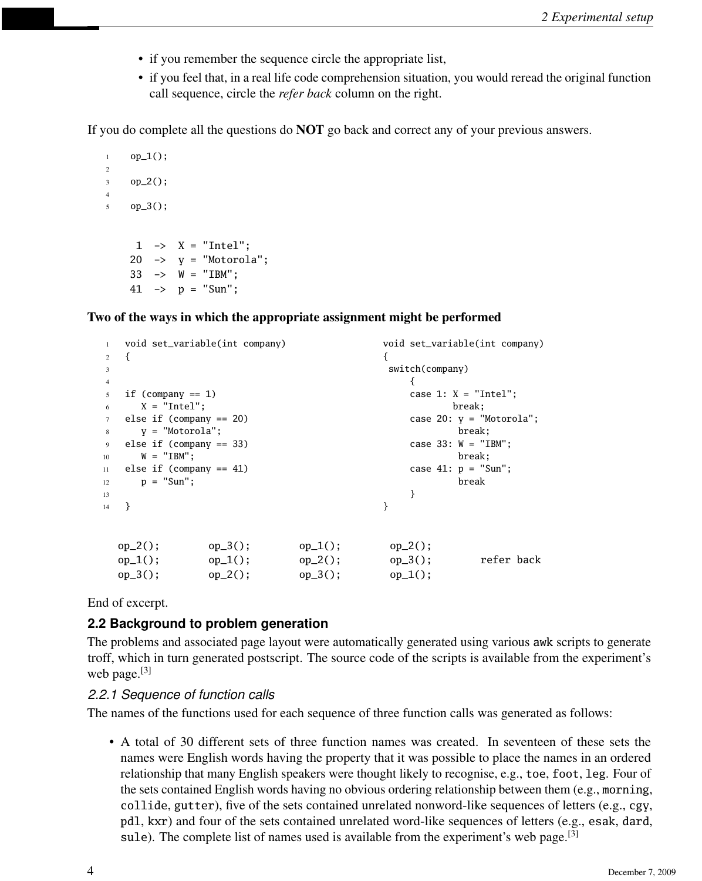- if you remember the sequence circle the appropriate list,
- if you feel that, in a real life code comprehension situation, you would reread the original function call sequence, circle the *refer back* column on the right.

If you do complete all the questions do **NOT** go back and correct any of your previous answers.

```
1   op_1();
2
3   op_2();
4
5   op_3();
```

```
 1  ->  X = "Intel";
20  ->  y = "Motorola";
33  ->  W = "IBM";
41  ->  p = "Sun";
```

**Two of the ways in which the appropriate assignment might be performed**

```
1   void set_variable(int company)
2   {
3
4
5   if (company == 1)
6      X = "Intel";
7   else if (company == 20)
8      y = "Motorola";
9   else if (company == 33)
10     W = "IBM";
11  else if (company == 41)
12     p = "Sun";
13
14  }
```

```
void set_variable(int company)
{
 switch(company)
     {
     case 1: X = "Intel";
             break;
     case 20: y = "Motorola";
              break;
     case 33: W = "IBM";
              break;
     case 41: p = "Sun";
              break
     }
}
```

```
op_2();      op_3();      op_1();      op_2();
op_1();      op_1();      op_2();      op_3();      refer back
op_3();      op_2();      op_3();      op_1();
```

End of excerpt.

### 2.2 Background to problem generation

The problems and associated page layout were automatically generated using various awk scripts to generate troff, which in turn generated postscript. The source code of the scripts is available from the experiment's web page.[3]

#### *2.2.1 Sequence of function calls*

The names of the functions used for each sequence of three function calls was generated as follows:

- A total of 30 different sets of three function names was created. In seventeen of these sets the names were English words having the property that it was possible to place the names in an ordered relationship that many English speakers were thought likely to recognise, e.g., `toe`, `foot`, `leg`. Four of the sets contained English words having no obvious ordering relationship between them (e.g., `morning`, `collide`, `gutter`), five of the sets contained unrelated nonword-like sequences of letters (e.g., `cgy`, `pdl`, `kxr`) and four of the sets contained unrelated word-like sequences of letters (e.g., `esak`, `dard`, `sule`). The complete list of names used is available from the experiment's web page.[3]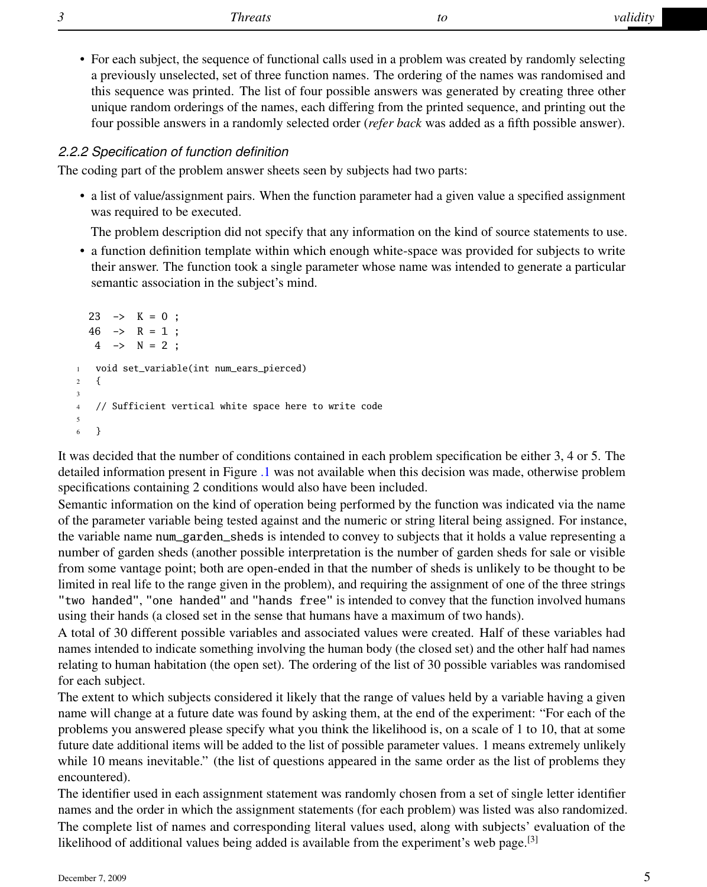- For each subject, the sequence of functional calls used in a problem was created by randomly selecting a previously unselected, set of three function names. The ordering of the names was randomised and this sequence was printed. The list of four possible answers was generated by creating three other unique random orderings of the names, each differing from the printed sequence, and printing out the four possible answers in a randomly selected order (*refer back* was added as a fifth possible answer).

### 2.2.2 Specification of function definition

The coding part of the problem answer sheets seen by subjects had two parts:

- a list of value/assignment pairs. When the function parameter had a given value a specified assignment was required to be executed.

  The problem description did not specify that any information on the kind of source statements to use.
- a function definition template within which enough white-space was provided for subjects to write their answer. The function took a single parameter whose name was intended to generate a particular semantic association in the subject's mind.

```
23  ->  K = 0 ;
46  ->  R = 1 ;
 4  ->  N = 2 ;
```

```
void set_variable(int num_ears_pierced)
{

// Sufficient vertical white space here to write code

}
```

It was decided that the number of conditions contained in each problem specification be either 3, 4 or 5. The detailed information present in Figure .1 was not available when this decision was made, otherwise problem specifications containing 2 conditions would also have been included.

Semantic information on the kind of operation being performed by the function was indicated via the name of the parameter variable being tested against and the numeric or string literal being assigned. For instance, the variable name num_garden_sheds is intended to convey to subjects that it holds a value representing a number of garden sheds (another possible interpretation is the number of garden sheds for sale or visible from some vantage point; both are open-ended in that the number of sheds is unlikely to be thought to be limited in real life to the range given in the problem), and requiring the assignment of one of the three strings "two handed", "one handed" and "hands free" is intended to convey that the function involved humans using their hands (a closed set in the sense that humans have a maximum of two hands).

A total of 30 different possible variables and associated values were created. Half of these variables had names intended to indicate something involving the human body (the closed set) and the other half had names relating to human habitation (the open set). The ordering of the list of 30 possible variables was randomised for each subject.

The extent to which subjects considered it likely that the range of values held by a variable having a given name will change at a future date was found by asking them, at the end of the experiment: "For each of the problems you answered please specify what you think the likelihood is, on a scale of 1 to 10, that at some future date additional items will be added to the list of possible parameter values. 1 means extremely unlikely while 10 means inevitable." (the list of questions appeared in the same order as the list of problems they encountered).

The identifier used in each assignment statement was randomly chosen from a set of single letter identifier names and the order in which the assignment statements (for each problem) was listed was also randomized. The complete list of names and corresponding literal values used, along with subjects' evaluation of the likelihood of additional values being added is available from the experiment's web page.[3]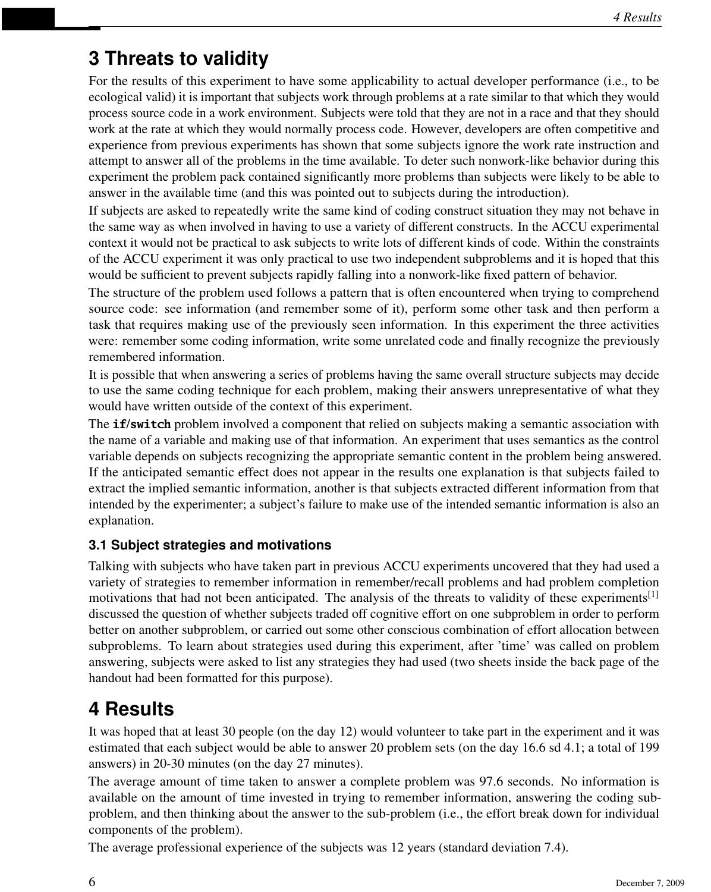# 3 Threats to validity

For the results of this experiment to have some applicability to actual developer performance (i.e., to be ecological valid) it is important that subjects work through problems at a rate similar to that which they would process source code in a work environment. Subjects were told that they are not in a race and that they should work at the rate at which they would normally process code. However, developers are often competitive and experience from previous experiments has shown that some subjects ignore the work rate instruction and attempt to answer all of the problems in the time available. To deter such nonwork-like behavior during this experiment the problem pack contained significantly more problems than subjects were likely to be able to answer in the available time (and this was pointed out to subjects during the introduction).

If subjects are asked to repeatedly write the same kind of coding construct situation they may not behave in the same way as when involved in having to use a variety of different constructs. In the ACCU experimental context it would not be practical to ask subjects to write lots of different kinds of code. Within the constraints of the ACCU experiment it was only practical to use two independent subproblems and it is hoped that this would be sufficient to prevent subjects rapidly falling into a nonwork-like fixed pattern of behavior.

The structure of the problem used follows a pattern that is often encountered when trying to comprehend source code: see information (and remember some of it), perform some other task and then perform a task that requires making use of the previously seen information. In this experiment the three activities were: remember some coding information, write some unrelated code and finally recognize the previously remembered information.

It is possible that when answering a series of problems having the same overall structure subjects may decide to use the same coding technique for each problem, making their answers unrepresentative of what they would have written outside of the context of this experiment.

The **if/switch** problem involved a component that relied on subjects making a semantic association with the name of a variable and making use of that information. An experiment that uses semantics as the control variable depends on subjects recognizing the appropriate semantic content in the problem being answered. If the anticipated semantic effect does not appear in the results one explanation is that subjects failed to extract the implied semantic information, another is that subjects extracted different information from that intended by the experimenter; a subject's failure to make use of the intended semantic information is also an explanation.

## 3.1 Subject strategies and motivations

Talking with subjects who have taken part in previous ACCU experiments uncovered that they had used a variety of strategies to remember information in remember/recall problems and had problem completion motivations that had not been anticipated. The analysis of the threats to validity of these experiments[1] discussed the question of whether subjects traded off cognitive effort on one subproblem in order to perform better on another subproblem, or carried out some other conscious combination of effort allocation between subproblems. To learn about strategies used during this experiment, after 'time' was called on problem answering, subjects were asked to list any strategies they had used (two sheets inside the back page of the handout had been formatted for this purpose).

# 4 Results

It was hoped that at least 30 people (on the day 12) would volunteer to take part in the experiment and it was estimated that each subject would be able to answer 20 problem sets (on the day 16.6 sd 4.1; a total of 199 answers) in 20-30 minutes (on the day 27 minutes).

The average amount of time taken to answer a complete problem was 97.6 seconds. No information is available on the amount of time invested in trying to remember information, answering the coding sub-problem, and then thinking about the answer to the sub-problem (i.e., the effort break down for individual components of the problem).

The average professional experience of the subjects was 12 years (standard deviation 7.4).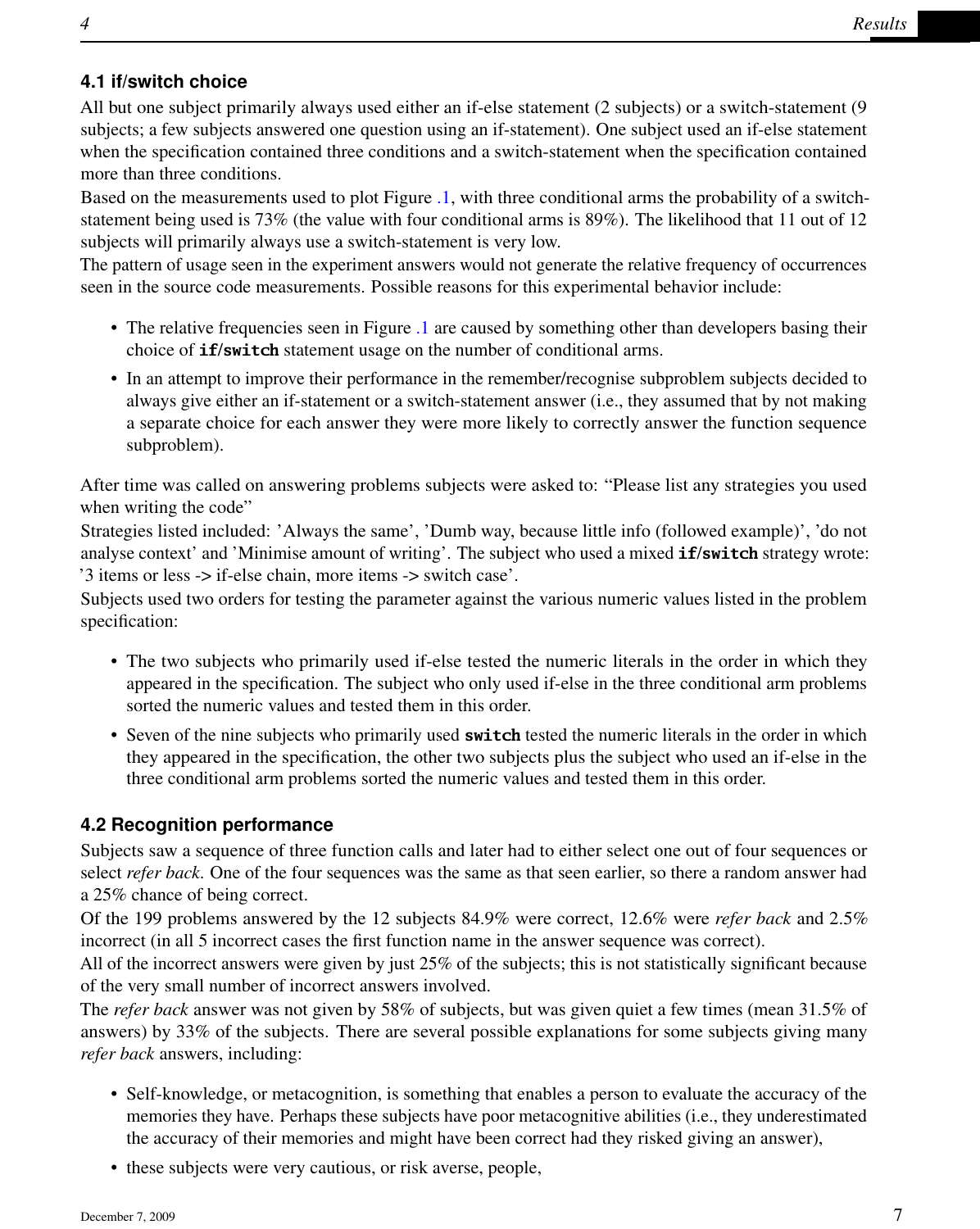### 4.1 if/switch choice

All but one subject primarily always used either an if-else statement (2 subjects) or a switch-statement (9 subjects; a few subjects answered one question using an if-statement). One subject used an if-else statement when the specification contained three conditions and a switch-statement when the specification contained more than three conditions.

Based on the measurements used to plot Figure .1, with three conditional arms the probability of a switch-statement being used is 73% (the value with four conditional arms is 89%). The likelihood that 11 out of 12 subjects will primarily always use a switch-statement is very low.

The pattern of usage seen in the experiment answers would not generate the relative frequency of occurrences seen in the source code measurements. Possible reasons for this experimental behavior include:

- The relative frequencies seen in Figure .1 are caused by something other than developers basing their choice of **if/switch** statement usage on the number of conditional arms.
- In an attempt to improve their performance in the remember/recognise subproblem subjects decided to always give either an if-statement or a switch-statement answer (i.e., they assumed that by not making a separate choice for each answer they were more likely to correctly answer the function sequence subproblem).

After time was called on answering problems subjects were asked to: "Please list any strategies you used when writing the code"

Strategies listed included: 'Always the same', 'Dumb way, because little info (followed example)', 'do not analyse context' and 'Minimise amount of writing'. The subject who used a mixed **if/switch** strategy wrote: '3 items or less -> if-else chain, more items -> switch case'.

Subjects used two orders for testing the parameter against the various numeric values listed in the problem specification:

- The two subjects who primarily used if-else tested the numeric literals in the order in which they appeared in the specification. The subject who only used if-else in the three conditional arm problems sorted the numeric values and tested them in this order.
- Seven of the nine subjects who primarily used **switch** tested the numeric literals in the order in which they appeared in the specification, the other two subjects plus the subject who used an if-else in the three conditional arm problems sorted the numeric values and tested them in this order.

### 4.2 Recognition performance

Subjects saw a sequence of three function calls and later had to either select one out of four sequences or select *refer back*. One of the four sequences was the same as that seen earlier, so there a random answer had a 25% chance of being correct.

Of the 199 problems answered by the 12 subjects 84.9% were correct, 12.6% were *refer back* and 2.5% incorrect (in all 5 incorrect cases the first function name in the answer sequence was correct).

All of the incorrect answers were given by just 25% of the subjects; this is not statistically significant because of the very small number of incorrect answers involved.

The *refer back* answer was not given by 58% of subjects, but was given quiet a few times (mean 31.5% of answers) by 33% of the subjects. There are several possible explanations for some subjects giving many *refer back* answers, including:

- Self-knowledge, or metacognition, is something that enables a person to evaluate the accuracy of the memories they have. Perhaps these subjects have poor metacognitive abilities (i.e., they underestimated the accuracy of their memories and might have been correct had they risked giving an answer),
- these subjects were very cautious, or risk averse, people,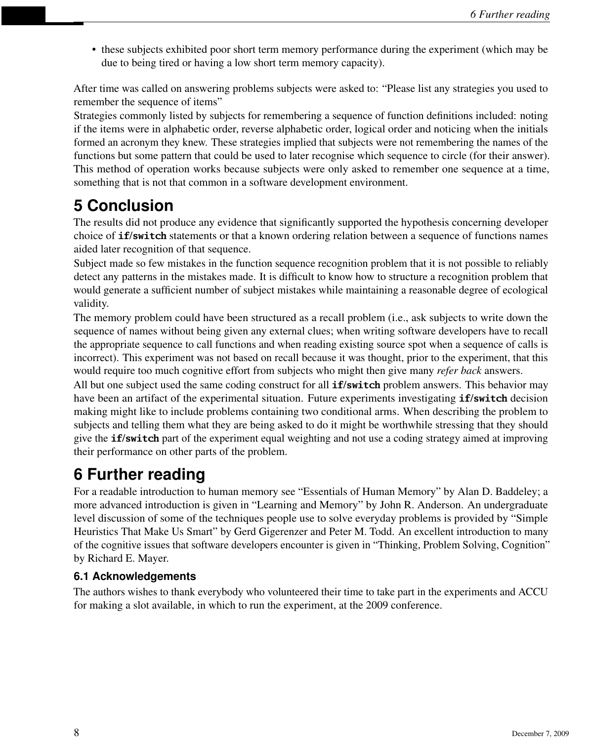- these subjects exhibited poor short term memory performance during the experiment (which may be due to being tired or having a low short term memory capacity).

After time was called on answering problems subjects were asked to: "Please list any strategies you used to remember the sequence of items"

Strategies commonly listed by subjects for remembering a sequence of function definitions included: noting if the items were in alphabetic order, reverse alphabetic order, logical order and noticing when the initials formed an acronym they knew. These strategies implied that subjects were not remembering the names of the functions but some pattern that could be used to later recognise which sequence to circle (for their answer). This method of operation works because subjects were only asked to remember one sequence at a time, something that is not that common in a software development environment.

# 5 Conclusion

The results did not produce any evidence that significantly supported the hypothesis concerning developer choice of **`if`/`switch`** statements or that a known ordering relation between a sequence of functions names aided later recognition of that sequence.

Subject made so few mistakes in the function sequence recognition problem that it is not possible to reliably detect any patterns in the mistakes made. It is difficult to know how to structure a recognition problem that would generate a sufficient number of subject mistakes while maintaining a reasonable degree of ecological validity.

The memory problem could have been structured as a recall problem (i.e., ask subjects to write down the sequence of names without being given any external clues; when writing software developers have to recall the appropriate sequence to call functions and when reading existing source spot when a sequence of calls is incorrect). This experiment was not based on recall because it was thought, prior to the experiment, that this would require too much cognitive effort from subjects who might then give many *refer back* answers.

All but one subject used the same coding construct for all **`if`/`switch`** problem answers. This behavior may have been an artifact of the experimental situation. Future experiments investigating **`if`/`switch`** decision making might like to include problems containing two conditional arms. When describing the problem to subjects and telling them what they are being asked to do it might be worthwhile stressing that they should give the **`if`/`switch`** part of the experiment equal weighting and not use a coding strategy aimed at improving their performance on other parts of the problem.

# 6 Further reading

For a readable introduction to human memory see "Essentials of Human Memory" by Alan D. Baddeley; a more advanced introduction is given in "Learning and Memory" by John R. Anderson. An undergraduate level discussion of some of the techniques people use to solve everyday problems is provided by "Simple Heuristics That Make Us Smart" by Gerd Gigerenzer and Peter M. Todd. An excellent introduction to many of the cognitive issues that software developers encounter is given in "Thinking, Problem Solving, Cognition" by Richard E. Mayer.

## 6.1 Acknowledgements

The authors wishes to thank everybody who volunteered their time to take part in the experiments and ACCU for making a slot available, in which to run the experiment, at the 2009 conference.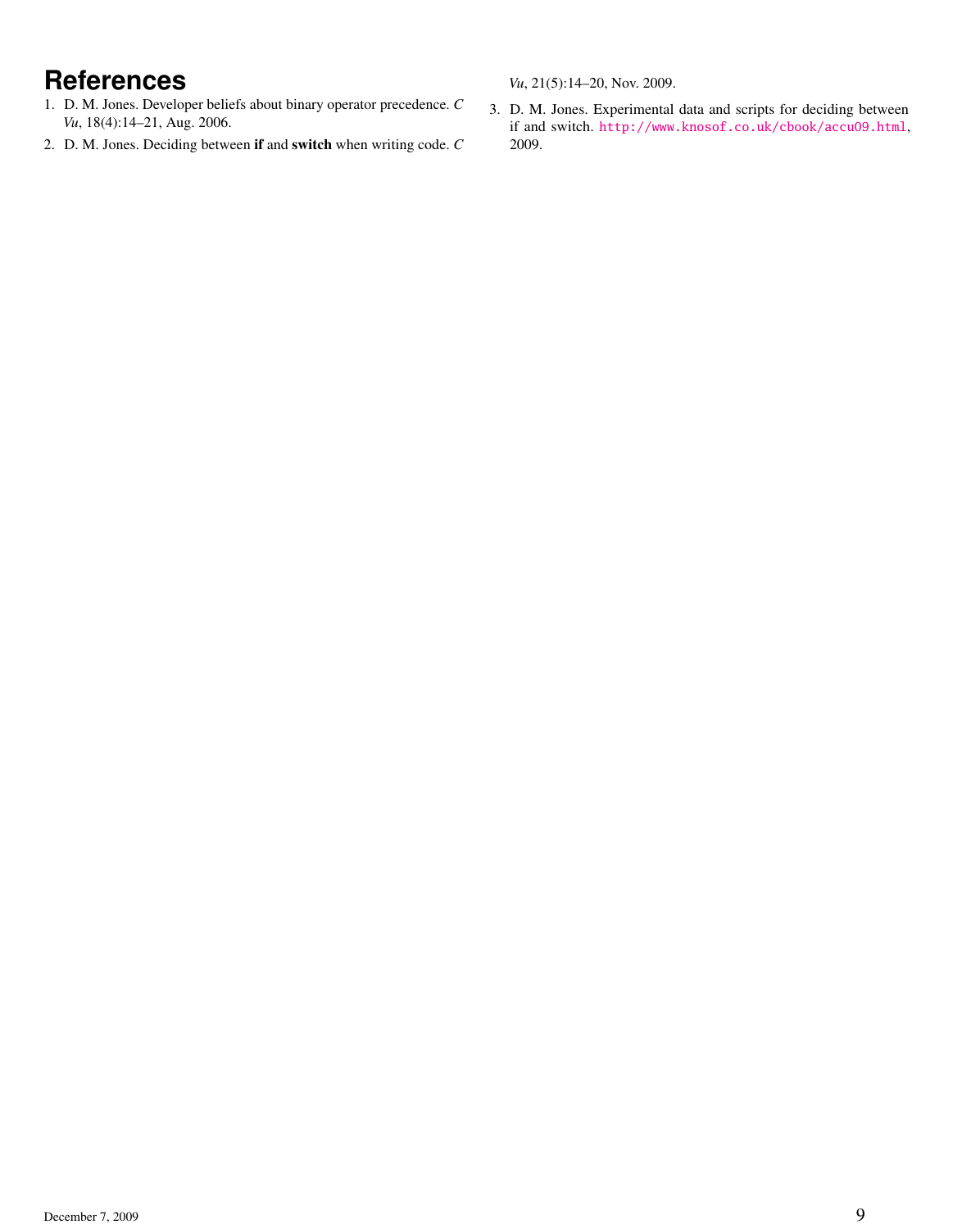# References

1. D. M. Jones. Developer beliefs about binary operator precedence. *C Vu*, 18(4):14–21, Aug. 2006.
2. D. M. Jones. Deciding between **if** and **switch** when writing code. *C Vu*, 21(5):14–20, Nov. 2009.
3. D. M. Jones. Experimental data and scripts for deciding between if and switch. http://www.knosof.co.uk/cbook/accu09.html, 2009.